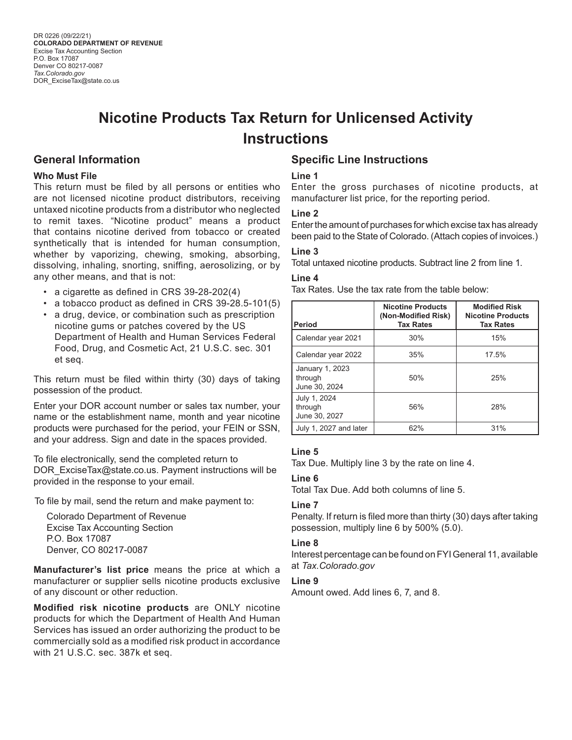DR 0226 (09/22/21)
**COLORADO DEPARTMENT OF REVENUE**
Excise Tax Accounting Section
P.O. Box 17087
Denver CO 80217-0087
*Tax.Colorado.gov*
DOR_ExciseTax@state.co.us

# Nicotine Products Tax Return for Unlicensed Activity Instructions

## General Information

**Who Must File**

This return must be filed by all persons or entities who are not licensed nicotine product distributors, receiving untaxed nicotine products from a distributor who neglected to remit taxes. "Nicotine product" means a product that contains nicotine derived from tobacco or created synthetically that is intended for human consumption, whether by vaporizing, chewing, smoking, absorbing, dissolving, inhaling, snorting, sniffing, aerosolizing, or by any other means, and that is not:

- a cigarette as defined in CRS 39-28-202(4)
- a tobacco product as defined in CRS 39-28.5-101(5)
- a drug, device, or combination such as prescription nicotine gums or patches covered by the US Department of Health and Human Services Federal Food, Drug, and Cosmetic Act, 21 U.S.C. sec. 301 et seq.

This return must be filed within thirty (30) days of taking possession of the product.

Enter your DOR account number or sales tax number, your name or the establishment name, month and year nicotine products were purchased for the period, your FEIN or SSN, and your address. Sign and date in the spaces provided.

To file electronically, send the completed return to DOR_ExciseTax@state.co.us. Payment instructions will be provided in the response to your email.

To file by mail, send the return and make payment to:

Colorado Department of Revenue
Excise Tax Accounting Section
P.O. Box 17087
Denver, CO 80217-0087

**Manufacturer's list price** means the price at which a manufacturer or supplier sells nicotine products exclusive of any discount or other reduction.

**Modified risk nicotine products** are ONLY nicotine products for which the Department of Health And Human Services has issued an order authorizing the product to be commercially sold as a modified risk product in accordance with 21 U.S.C. sec. 387k et seq.

## Specific Line Instructions

**Line 1**

Enter the gross purchases of nicotine products, at manufacturer list price, for the reporting period.

**Line 2**

Enter the amount of purchases for which excise tax has already been paid to the State of Colorado. (Attach copies of invoices.)

**Line 3**

Total untaxed nicotine products. Subtract line 2 from line 1.

**Line 4**

Tax Rates. Use the tax rate from the table below:

| Period | Nicotine Products (Non-Modified Risk) Tax Rates | Modified Risk Nicotine Products Tax Rates |
|---|---|---|
| Calendar year 2021 | 30% | 15% |
| Calendar year 2022 | 35% | 17.5% |
| January 1, 2023 through June 30, 2024 | 50% | 25% |
| July 1, 2024 through June 30, 2027 | 56% | 28% |
| July 1, 2027 and later | 62% | 31% |

**Line 5**

Tax Due. Multiply line 3 by the rate on line 4.

**Line 6**

Total Tax Due. Add both columns of line 5.

**Line 7**

Penalty. If return is filed more than thirty (30) days after taking possession, multiply line 6 by 500% (5.0).

**Line 8**

Interest percentage can be found on FYI General 11, available at *Tax.Colorado.gov*

**Line 9**

Amount owed. Add lines 6, 7, and 8.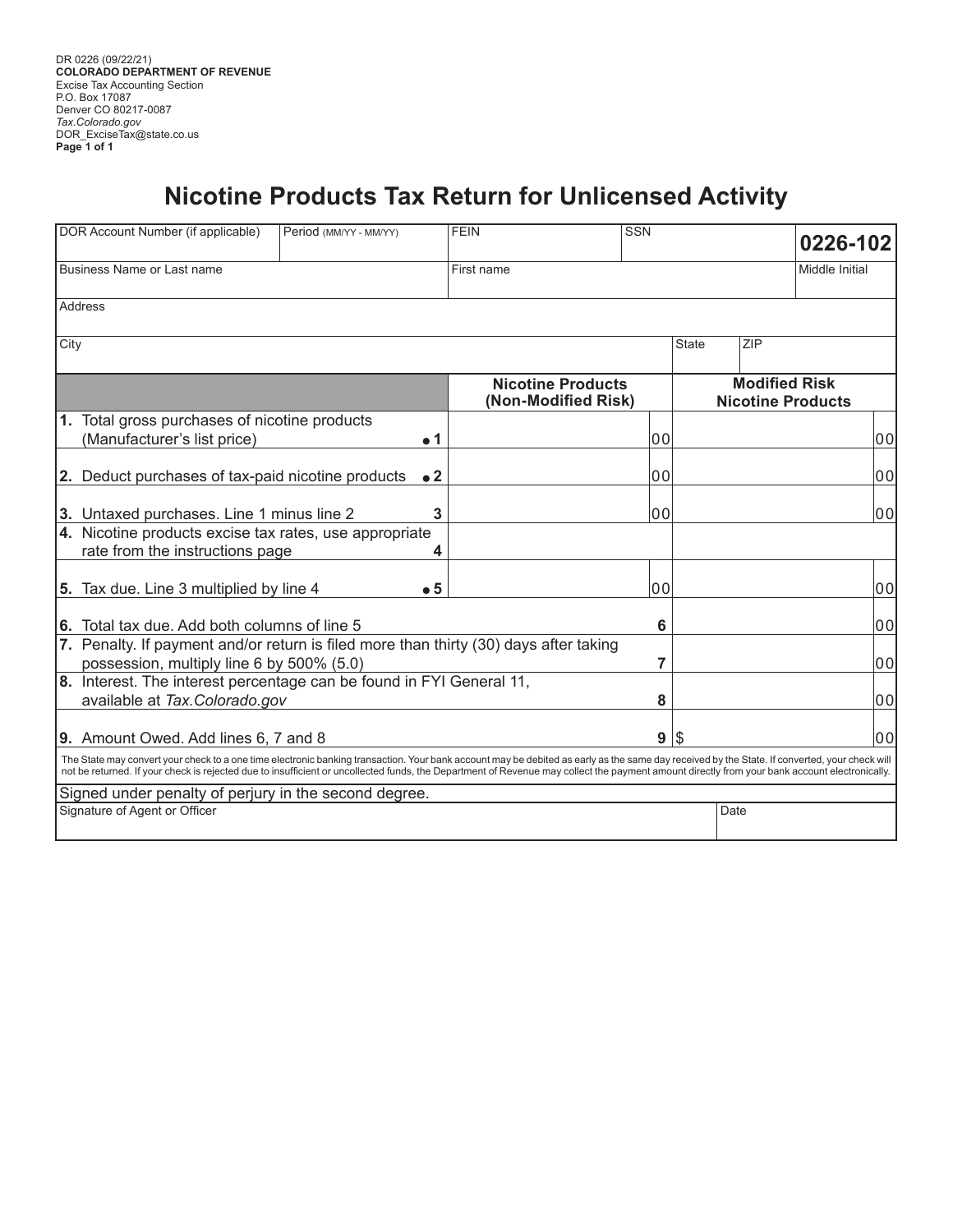DR 0226 (09/22/21)
**COLORADO DEPARTMENT OF REVENUE**
Excise Tax Accounting Section
P.O. Box 17087
Denver CO 80217-0087
*Tax.Colorado.gov*
DOR_ExciseTax@state.co.us

# Nicotine Products Tax Return for Unlicensed Activity

| DOR Account Number (if applicable) | Period (MM/YY - MM/YY) | FEIN | SSN | 0226-102 |
|---|---|---|---|---|
| Business Name or Last name | | First name | | Middle Initial |
| Address | | | | |
| City | | | State | ZIP |

| | | Nicotine Products (Non-Modified Risk) | Modified Risk Nicotine Products |
|---|---|---|---|
| **1.** Total gross purchases of nicotine products (Manufacturer's list price) | • 1 | 00 | 00 |
| **2.** Deduct purchases of tax-paid nicotine products | • 2 | 00 | 00 |
| **3.** Untaxed purchases. Line 1 minus line 2 | 3 | 00 | 00 |
| **4.** Nicotine products excise tax rates, use appropriate rate from the instructions page | 4 | | |
| **5.** Tax due. Line 3 multiplied by line 4 | • 5 | 00 | 00 |
| **6.** Total tax due. Add both columns of line 5 | 6 | | 00 |
| **7.** Penalty. If payment and/or return is filed more than thirty (30) days after taking possession, multiply line 6 by 500% (5.0) | 7 | | 00 |
| **8.** Interest. The interest percentage can be found in FYI General 11, available at *Tax.Colorado.gov* | 8 | | 00 |
| **9.** Amount Owed. Add lines 6, 7 and 8 | 9 | | $ 00 |

The State may convert your check to a one time electronic banking transaction. Your bank account may be debited as early as the same day received by the State. If converted, your check will not be returned. If your check is rejected due to insufficient or uncollected funds, the Department of Revenue may collect the payment amount directly from your bank account electronically.

Signed under penalty of perjury in the second degree.

| Signature of Agent or Officer | Date |
|---|---|
| | |